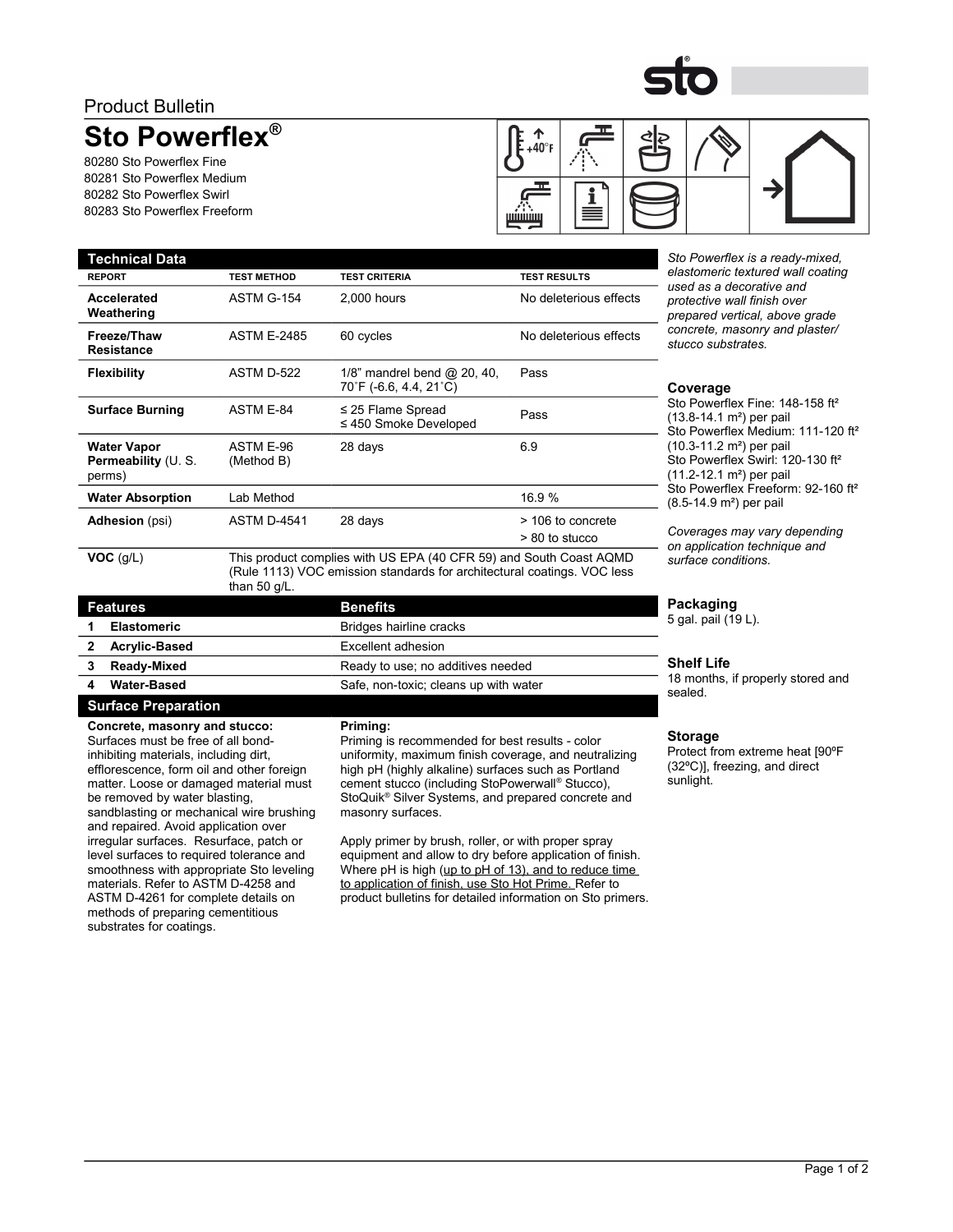Product Bulletin

# Sto Powerflex®

80280 Sto Powerflex Fine
80281 Sto Powerflex Medium
80282 Sto Powerflex Swirl
80283 Sto Powerflex Freeform

*Sto Powerflex is a ready-mixed, elastomeric textured wall coating used as a decorative and protective wall finish over prepared vertical, above grade concrete, masonry and plaster/ stucco substrates.*

## Technical Data

| REPORT | TEST METHOD | TEST CRITERIA | TEST RESULTS |
|---|---|---|---|
| **Accelerated Weathering** | ASTM G-154 | 2,000 hours | No deleterious effects |
| **Freeze/Thaw Resistance** | ASTM E-2485 | 60 cycles | No deleterious effects |
| **Flexibility** | ASTM D-522 | 1/8" mandrel bend @ 20, 40, 70˚F (-6.6, 4.4, 21˚C) | Pass |
| **Surface Burning** | ASTM E-84 | ≤ 25 Flame Spread<br>≤ 450 Smoke Developed | Pass |
| **Water Vapor Permeability** (U. S. perms) | ASTM E-96 (Method B) | 28 days | 6.9 |
| **Water Absorption** | Lab Method | | 16.9 % |
| **Adhesion** (psi) | ASTM D-4541 | 28 days | > 106 to concrete<br>> 80 to stucco |
| **VOC** (g/L) | This product complies with US EPA (40 CFR 59) and South Coast AQMD (Rule 1113) VOC emission standards for architectural coatings. VOC less than 50 g/L. | | |

## Features / Benefits

| Features | Benefits |
|---|---|
| 1 **Elastomeric** | Bridges hairline cracks |
| 2 **Acrylic-Based** | Excellent adhesion |
| 3 **Ready-Mixed** | Ready to use; no additives needed |
| 4 **Water-Based** | Safe, non-toxic; cleans up with water |

## Surface Preparation

**Concrete, masonry and stucco:**
Surfaces must be free of all bond-inhibiting materials, including dirt, efflorescence, form oil and other foreign matter. Loose or damaged material must be removed by water blasting, sandblasting or mechanical wire brushing and repaired. Avoid application over irregular surfaces. Resurface, patch or level surfaces to required tolerance and smoothness with appropriate Sto leveling materials. Refer to ASTM D-4258 and ASTM D-4261 for complete details on methods of preparing cementitious substrates for coatings.

**Priming:**
Priming is recommended for best results - color uniformity, maximum finish coverage, and neutralizing high pH (highly alkaline) surfaces such as Portland cement stucco (including StoPowerwall® Stucco), StoQuik® Silver Systems, and prepared concrete and masonry surfaces.

Apply primer by brush, roller, or with proper spray equipment and allow to dry before application of finish. Where pH is high (up to pH of 13), and to reduce time to application of finish, use Sto Hot Prime. Refer to product bulletins for detailed information on Sto primers.

## Coverage

Sto Powerflex Fine: 148-158 ft² (13.8-14.1 m²) per pail
Sto Powerflex Medium: 111-120 ft² (10.3-11.2 m²) per pail
Sto Powerflex Swirl: 120-130 ft² (11.2-12.1 m²) per pail
Sto Powerflex Freeform: 92-160 ft² (8.5-14.9 m²) per pail

*Coverages may vary depending on application technique and surface conditions.*

## Packaging

5 gal. pail (19 L).

## Shelf Life

18 months, if properly stored and sealed.

## Storage

Protect from extreme heat [90ºF (32ºC)], freezing, and direct sunlight.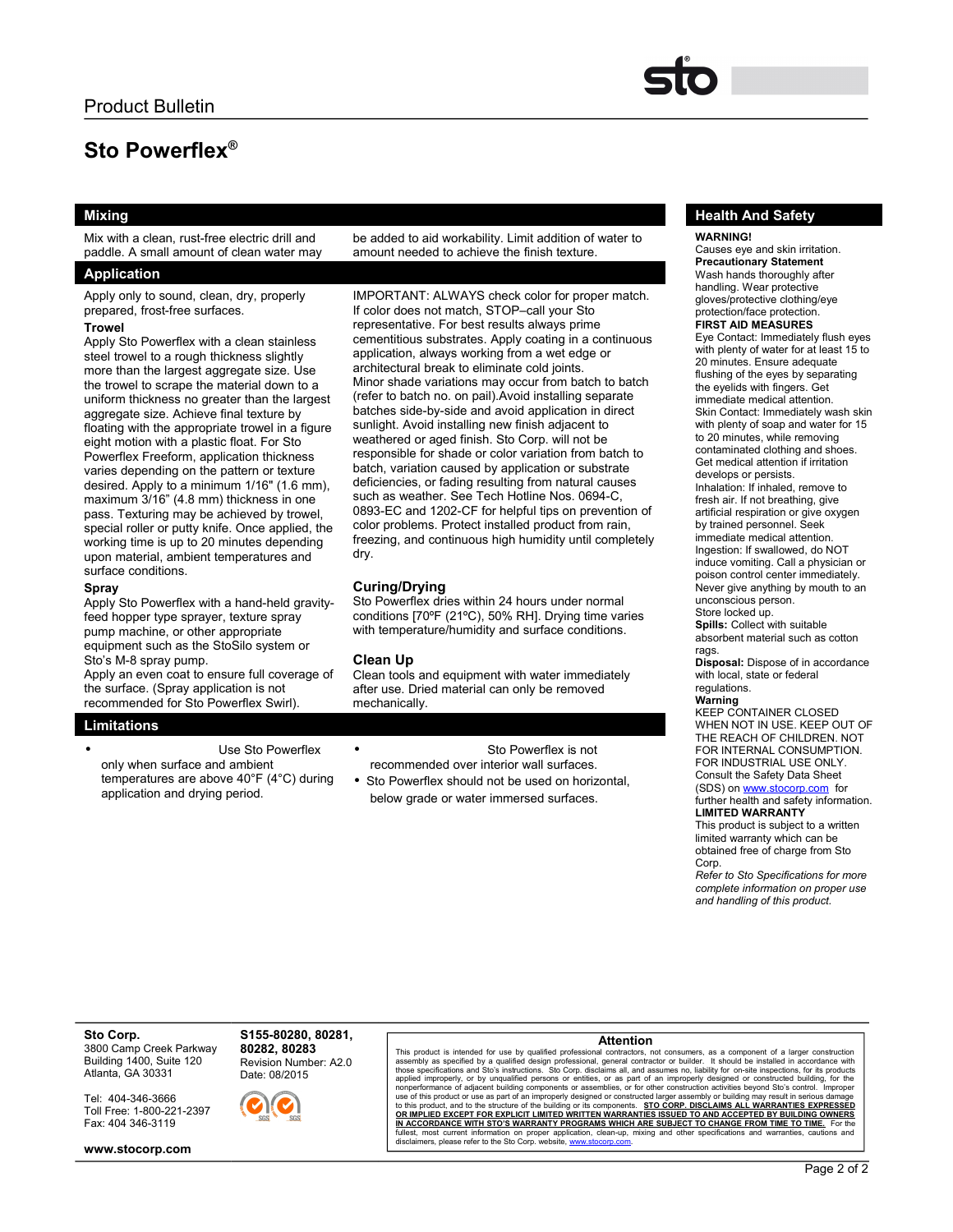Product Bulletin

# Sto Powerflex®

## Mixing

Mix with a clean, rust-free electric drill and paddle. A small amount of clean water may be added to aid workability. Limit addition of water to amount needed to achieve the finish texture.

## Application

Apply only to sound, clean, dry, properly prepared, frost-free surfaces.

### Trowel

Apply Sto Powerflex with a clean stainless steel trowel to a rough thickness slightly more than the largest aggregate size. Use the trowel to scrape the material down to a uniform thickness no greater than the largest aggregate size. Achieve final texture by floating with the appropriate trowel in a figure eight motion with a plastic float. For Sto Powerflex Freeform, application thickness varies depending on the pattern or texture desired. Apply to a minimum 1/16" (1.6 mm), maximum 3/16" (4.8 mm) thickness in one pass. Texturing may be achieved by trowel, special roller or putty knife. Once applied, the working time is up to 20 minutes depending upon material, ambient temperatures and surface conditions.

### Spray

Apply Sto Powerflex with a hand-held gravity-feed hopper type sprayer, texture spray pump machine, or other appropriate equipment such as the StoSilo system or Sto's M-8 spray pump.

Apply an even coat to ensure full coverage of the surface. (Spray application is not recommended for Sto Powerflex Swirl).

IMPORTANT: ALWAYS check color for proper match. If color does not match, STOP–call your Sto representative. For best results always prime cementitious substrates. Apply coating in a continuous application, always working from a wet edge or architectural break to eliminate cold joints.

Minor shade variations may occur from batch to batch (refer to batch no. on pail).Avoid installing separate batches side-by-side and avoid application in direct sunlight. Avoid installing new finish adjacent to weathered or aged finish. Sto Corp. will not be responsible for shade or color variation from batch to batch, variation caused by application or substrate deficiencies, or fading resulting from natural causes such as weather. See Tech Hotline Nos. 0694-C, 0893-EC and 1202-CF for helpful tips on prevention of color problems. Protect installed product from rain, freezing, and continuous high humidity until completely dry.

### Curing/Drying

Sto Powerflex dries within 24 hours under normal conditions [70ºF (21ºC), 50% RH]. Drying time varies with temperature/humidity and surface conditions.

### Clean Up

Clean tools and equipment with water immediately after use. Dried material can only be removed mechanically.

## Limitations

- Use Sto Powerflex only when surface and ambient temperatures are above 40°F (4°C) during application and drying period.
- Sto Powerflex is not recommended over interior wall surfaces.
- Sto Powerflex should not be used on horizontal, below grade or water immersed surfaces.

## Health And Safety

**WARNING!**

Causes eye and skin irritation.

**Precautionary Statement**

Wash hands thoroughly after handling. Wear protective gloves/protective clothing/eye protection/face protection.

**FIRST AID MEASURES**

Eye Contact: Immediately flush eyes with plenty of water for at least 15 to 20 minutes. Ensure adequate flushing of the eyes by separating the eyelids with fingers. Get immediate medical attention.

Skin Contact: Immediately wash skin with plenty of soap and water for 15 to 20 minutes, while removing contaminated clothing and shoes. Get medical attention if irritation develops or persists.

Inhalation: If inhaled, remove to fresh air. If not breathing, give artificial respiration or give oxygen by trained personnel. Seek immediate medical attention.

Ingestion: If swallowed, do NOT induce vomiting. Call a physician or poison control center immediately. Never give anything by mouth to an unconscious person.

Store locked up.

**Spills:** Collect with suitable absorbent material such as cotton rags.

**Disposal:** Dispose of in accordance with local, state or federal regulations.

**Warning**

KEEP CONTAINER CLOSED WHEN NOT IN USE. KEEP OUT OF THE REACH OF CHILDREN. NOT FOR INTERNAL CONSUMPTION. FOR INDUSTRIAL USE ONLY.

Consult the Safety Data Sheet (SDS) on www.stocorp.com for further health and safety information.

**LIMITED WARRANTY**

This product is subject to a written limited warranty which can be obtained free of charge from Sto Corp.

*Refer to Sto Specifications for more complete information on proper use and handling of this product.*

---

**Sto Corp.**
3800 Camp Creek Parkway
Building 1400, Suite 120
Atlanta, GA 30331

Tel: 404-346-3666
Toll Free: 1-800-221-2397
Fax: 404 346-3119

**www.stocorp.com**

**S155-80280, 80281, 80282, 80283**
Revision Number: A2.0
Date: 08/2015

**Attention**

This product is intended for use by qualified professional contractors, not consumers, as a component of a larger construction assembly as specified by a qualified design professional, general contractor or builder. It should be installed in accordance with those specifications and Sto's instructions. Sto Corp. disclaims all, and assumes no, liability for on-site inspections, for its products applied improperly, or by unqualified persons or entities, or as part of an improperly designed or constructed building, for the nonperformance of adjacent building components or assemblies, or for other construction activities beyond Sto's control. Improper use of this product or use as part of an improperly designed or constructed larger assembly or building may result in serious damage to this product, and to the structure of the building or its components. **STO CORP. DISCLAIMS ALL WARRANTIES EXPRESSED OR IMPLIED EXCEPT FOR EXPLICIT LIMITED WRITTEN WARRANTIES ISSUED TO AND ACCEPTED BY BUILDING OWNERS IN ACCORDANCE WITH STO'S WARRANTY PROGRAMS WHICH ARE SUBJECT TO CHANGE FROM TIME TO TIME.** For the fullest, most current information on proper application, clean-up, mixing and other specifications and warranties, cautions and disclaimers, please refer to the Sto Corp. website, www.stocorp.com.